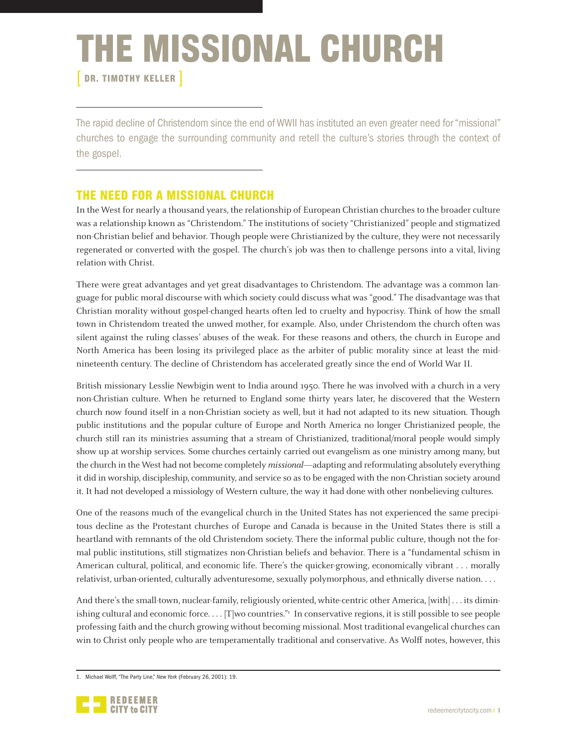# THE MISSIONAL CHURCH

[ DR. TIMOTHY KELLER ]

The rapid decline of Christendom since the end of WWII has instituted an even greater need for "missional" churches to engage the surrounding community and retell the culture's stories through the context of the gospel.

## THE NEED FOR A MISSIONAL CHURCH

In the West for nearly a thousand years, the relationship of European Christian churches to the broader culture was a relationship known as "Christendom." The institutions of society "Christianized" people and stigmatized non-Christian belief and behavior. Though people were Christianized by the culture, they were not necessarily regenerated or converted with the gospel. The church's job was then to challenge persons into a vital, living relation with Christ.

There were great advantages and yet great disadvantages to Christendom. The advantage was a common language for public moral discourse with which society could discuss what was "good." The disadvantage was that Christian morality without gospel-changed hearts often led to cruelty and hypocrisy. Think of how the small town in Christendom treated the unwed mother, for example. Also, under Christendom the church often was silent against the ruling classes' abuses of the weak. For these reasons and others, the church in Europe and North America has been losing its privileged place as the arbiter of public morality since at least the mid-nineteenth century. The decline of Christendom has accelerated greatly since the end of World War II.

British missionary Lesslie Newbigin went to India around 1950. There he was involved with a church in a very non-Christian culture. When he returned to England some thirty years later, he discovered that the Western church now found itself in a non-Christian society as well, but it had not adapted to its new situation. Though public institutions and the popular culture of Europe and North America no longer Christianized people, the church still ran its ministries assuming that a stream of Christianized, traditional/moral people would simply show up at worship services. Some churches certainly carried out evangelism as one ministry among many, but the church in the West had not become completely *missional*—adapting and reformulating absolutely everything it did in worship, discipleship, community, and service so as to be engaged with the non-Christian society around it. It had not developed a missiology of Western culture, the way it had done with other nonbelieving cultures.

One of the reasons much of the evangelical church in the United States has not experienced the same precipitous decline as the Protestant churches of Europe and Canada is because in the United States there is still a heartland with remnants of the old Christendom society. There the informal public culture, though not the formal public institutions, still stigmatizes non-Christian beliefs and behavior. There is a "fundamental schism in American cultural, political, and economic life. There's the quicker-growing, economically vibrant . . . morally relativist, urban-oriented, culturally adventuresome, sexually polymorphous, and ethnically diverse nation. . . .

And there's the small-town, nuclear-family, religiously oriented, white-centric other America, [with] . . . its diminishing cultural and economic force. . . . [T]wo countries."[1] In conservative regions, it is still possible to see people professing faith and the church growing without becoming missional. Most traditional evangelical churches can win to Christ only people who are temperamentally traditional and conservative. As Wolff notes, however, this

1. Michael Wolff, "The Party Line," *New York* (February 26, 2001): 19.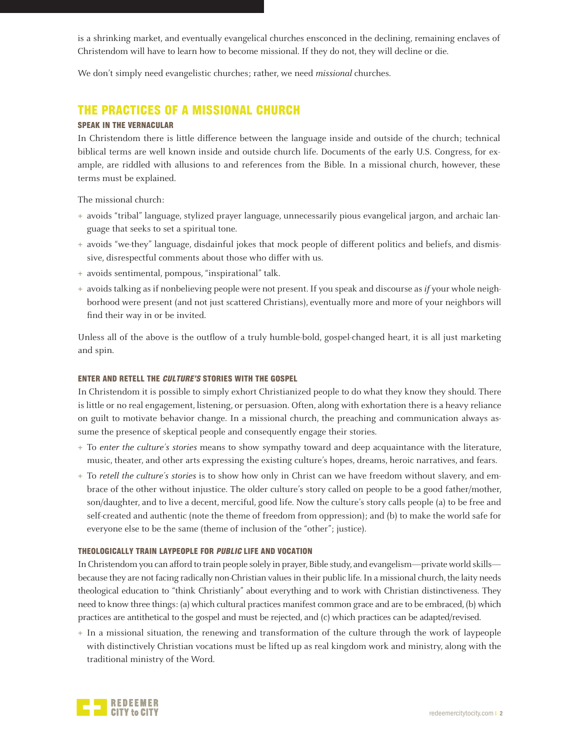is a shrinking market, and eventually evangelical churches ensconced in the declining, remaining enclaves of Christendom will have to learn how to become missional. If they do not, they will decline or die.

We don't simply need evangelistic churches; rather, we need *missional* churches.

## THE PRACTICES OF A MISSIONAL CHURCH

### SPEAK IN THE VERNACULAR

In Christendom there is little difference between the language inside and outside of the church; technical biblical terms are well known inside and outside church life. Documents of the early U.S. Congress, for example, are riddled with allusions to and references from the Bible. In a missional church, however, these terms must be explained.

The missional church:

+ avoids "tribal" language, stylized prayer language, unnecessarily pious evangelical jargon, and archaic language that seeks to set a spiritual tone.
+ avoids "we-they" language, disdainful jokes that mock people of different politics and beliefs, and dismissive, disrespectful comments about those who differ with us.
+ avoids sentimental, pompous, "inspirational" talk.
+ avoids talking as if nonbelieving people were not present. If you speak and discourse as *if* your whole neighborhood were present (and not just scattered Christians), eventually more and more of your neighbors will find their way in or be invited.

Unless all of the above is the outflow of a truly humble-bold, gospel-changed heart, it is all just marketing and spin.

### ENTER AND RETELL THE *CULTURE'S* STORIES WITH THE GOSPEL

In Christendom it is possible to simply exhort Christianized people to do what they know they should. There is little or no real engagement, listening, or persuasion. Often, along with exhortation there is a heavy reliance on guilt to motivate behavior change. In a missional church, the preaching and communication always assume the presence of skeptical people and consequently engage their stories.

+ To *enter the culture's stories* means to show sympathy toward and deep acquaintance with the literature, music, theater, and other arts expressing the existing culture's hopes, dreams, heroic narratives, and fears.
+ To *retell the culture's stories* is to show how only in Christ can we have freedom without slavery, and embrace of the other without injustice. The older culture's story called on people to be a good father/mother, son/daughter, and to live a decent, merciful, good life. Now the culture's story calls people (a) to be free and self-created and authentic (note the theme of freedom from oppression); and (b) to make the world safe for everyone else to be the same (theme of inclusion of the "other"; justice).

### THEOLOGICALLY TRAIN LAYPEOPLE FOR *PUBLIC* LIFE AND VOCATION

In Christendom you can afford to train people solely in prayer, Bible study, and evangelism—private world skills—because they are not facing radically non-Christian values in their public life. In a missional church, the laity needs theological education to "think Christianly" about everything and to work with Christian distinctiveness. They need to know three things: (a) which cultural practices manifest common grace and are to be embraced, (b) which practices are antithetical to the gospel and must be rejected, and (c) which practices can be adapted/revised.

+ In a missional situation, the renewing and transformation of the culture through the work of laypeople with distinctively Christian vocations must be lifted up as real kingdom work and ministry, along with the traditional ministry of the Word.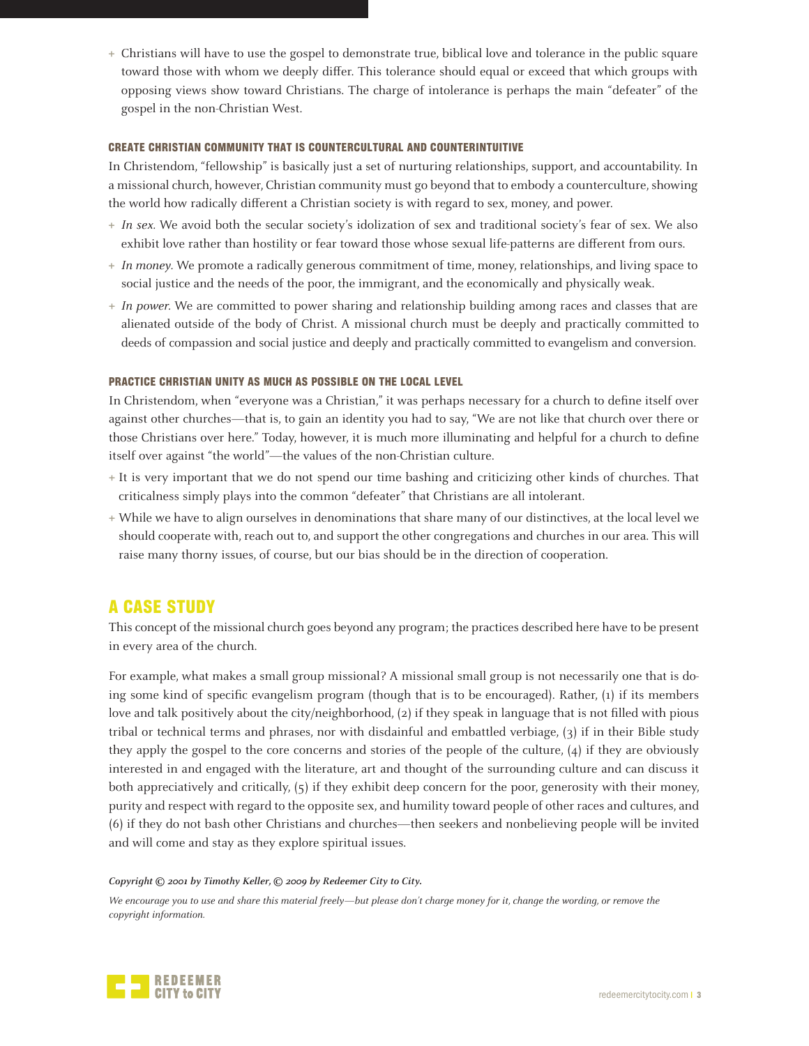- Christians will have to use the gospel to demonstrate true, biblical love and tolerance in the public square toward those with whom we deeply differ. This tolerance should equal or exceed that which groups with opposing views show toward Christians. The charge of intolerance is perhaps the main "defeater" of the gospel in the non-Christian West.

#### CREATE CHRISTIAN COMMUNITY THAT IS COUNTERCULTURAL AND COUNTERINTUITIVE

In Christendom, "fellowship" is basically just a set of nurturing relationships, support, and accountability. In a missional church, however, Christian community must go beyond that to embody a counterculture, showing the world how radically different a Christian society is with regard to sex, money, and power.

- *In sex.* We avoid both the secular society's idolization of sex and traditional society's fear of sex. We also exhibit love rather than hostility or fear toward those whose sexual life-patterns are different from ours.
- *In money.* We promote a radically generous commitment of time, money, relationships, and living space to social justice and the needs of the poor, the immigrant, and the economically and physically weak.
- *In power.* We are committed to power sharing and relationship building among races and classes that are alienated outside of the body of Christ. A missional church must be deeply and practically committed to deeds of compassion and social justice and deeply and practically committed to evangelism and conversion.

#### PRACTICE CHRISTIAN UNITY AS MUCH AS POSSIBLE ON THE LOCAL LEVEL

In Christendom, when "everyone was a Christian," it was perhaps necessary for a church to define itself over against other churches—that is, to gain an identity you had to say, "We are not like that church over there or those Christians over here." Today, however, it is much more illuminating and helpful for a church to define itself over against "the world"—the values of the non-Christian culture.

- It is very important that we do not spend our time bashing and criticizing other kinds of churches. That criticalness simply plays into the common "defeater" that Christians are all intolerant.
- While we have to align ourselves in denominations that share many of our distinctives, at the local level we should cooperate with, reach out to, and support the other congregations and churches in our area. This will raise many thorny issues, of course, but our bias should be in the direction of cooperation.

## A CASE STUDY

This concept of the missional church goes beyond any program; the practices described here have to be present in every area of the church.

For example, what makes a small group missional? A missional small group is not necessarily one that is doing some kind of specific evangelism program (though that is to be encouraged). Rather, (1) if its members love and talk positively about the city/neighborhood, (2) if they speak in language that is not filled with pious tribal or technical terms and phrases, nor with disdainful and embattled verbiage, (3) if in their Bible study they apply the gospel to the core concerns and stories of the people of the culture, (4) if they are obviously interested in and engaged with the literature, art and thought of the surrounding culture and can discuss it both appreciatively and critically, (5) if they exhibit deep concern for the poor, generosity with their money, purity and respect with regard to the opposite sex, and humility toward people of other races and cultures, and (6) if they do not bash other Christians and churches—then seekers and nonbelieving people will be invited and will come and stay as they explore spiritual issues.

***Copyright © 2001 by Timothy Keller, © 2009 by Redeemer City to City.***

*We encourage you to use and share this material freely—but please don't charge money for it, change the wording, or remove the copyright information.*